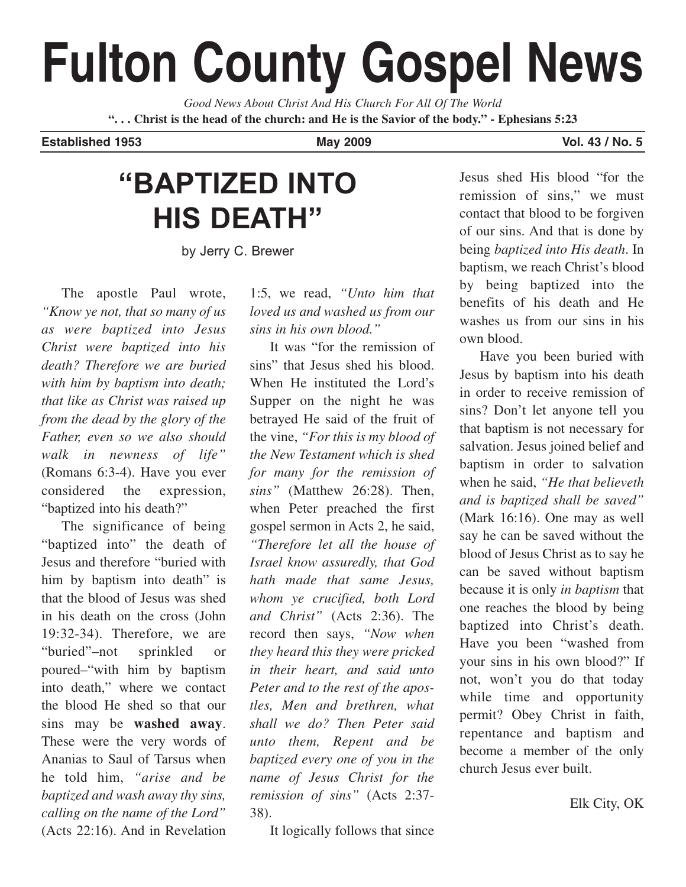# Fulton County Gospel News

*Good News About Christ And His Church For All Of The World*

**". . . Christ is the head of the church: and He is the Savior of the body." - Ephesians 5:23**

**Established 1953** | **May 2009** | **Vol. 43 / No. 5**

## "BAPTIZED INTO HIS DEATH"

by Jerry C. Brewer

The apostle Paul wrote, *"Know ye not, that so many of us as were baptized into Jesus Christ were baptized into his death? Therefore we are buried with him by baptism into death; that like as Christ was raised up from the dead by the glory of the Father, even so we also should walk in newness of life"* (Romans 6:3-4). Have you ever considered the expression, "baptized into his death?"

The significance of being "baptized into" the death of Jesus and therefore "buried with him by baptism into death" is that the blood of Jesus was shed in his death on the cross (John 19:32-34). Therefore, we are "buried"–not sprinkled or poured–"with him by baptism into death," where we contact the blood He shed so that our sins may be **washed away**. These were the very words of Ananias to Saul of Tarsus when he told him, *"arise and be baptized and wash away thy sins, calling on the name of the Lord"* (Acts 22:16). And in Revelation 1:5, we read, *"Unto him that loved us and washed us from our sins in his own blood."*

It was "for the remission of sins" that Jesus shed his blood. When He instituted the Lord's Supper on the night he was betrayed He said of the fruit of the vine, *"For this is my blood of the New Testament which is shed for many for the remission of sins"* (Matthew 26:28). Then, when Peter preached the first gospel sermon in Acts 2, he said, *"Therefore let all the house of Israel know assuredly, that God hath made that same Jesus, whom ye crucified, both Lord and Christ"* (Acts 2:36). The record then says, *"Now when they heard this they were pricked in their heart, and said unto Peter and to the rest of the apostles, Men and brethren, what shall we do? Then Peter said unto them, Repent and be baptized every one of you in the name of Jesus Christ for the remission of sins"* (Acts 2:37-38).

It logically follows that since Jesus shed His blood "for the remission of sins," we must contact that blood to be forgiven of our sins. And that is done by being *baptized into His death*. In baptism, we reach Christ's blood by being baptized into the benefits of his death and He washes us from our sins in his own blood.

Have you been buried with Jesus by baptism into his death in order to receive remission of sins? Don't let anyone tell you that baptism is not necessary for salvation. Jesus joined belief and baptism in order to salvation when he said, *"He that believeth and is baptized shall be saved"* (Mark 16:16). One may as well say he can be saved without the blood of Jesus Christ as to say he can be saved without baptism because it is only *in baptism* that one reaches the blood by being baptized into Christ's death. Have you been "washed from your sins in his own blood?" If not, won't you do that today while time and opportunity permit? Obey Christ in faith, repentance and baptism and become a member of the only church Jesus ever built.

Elk City, OK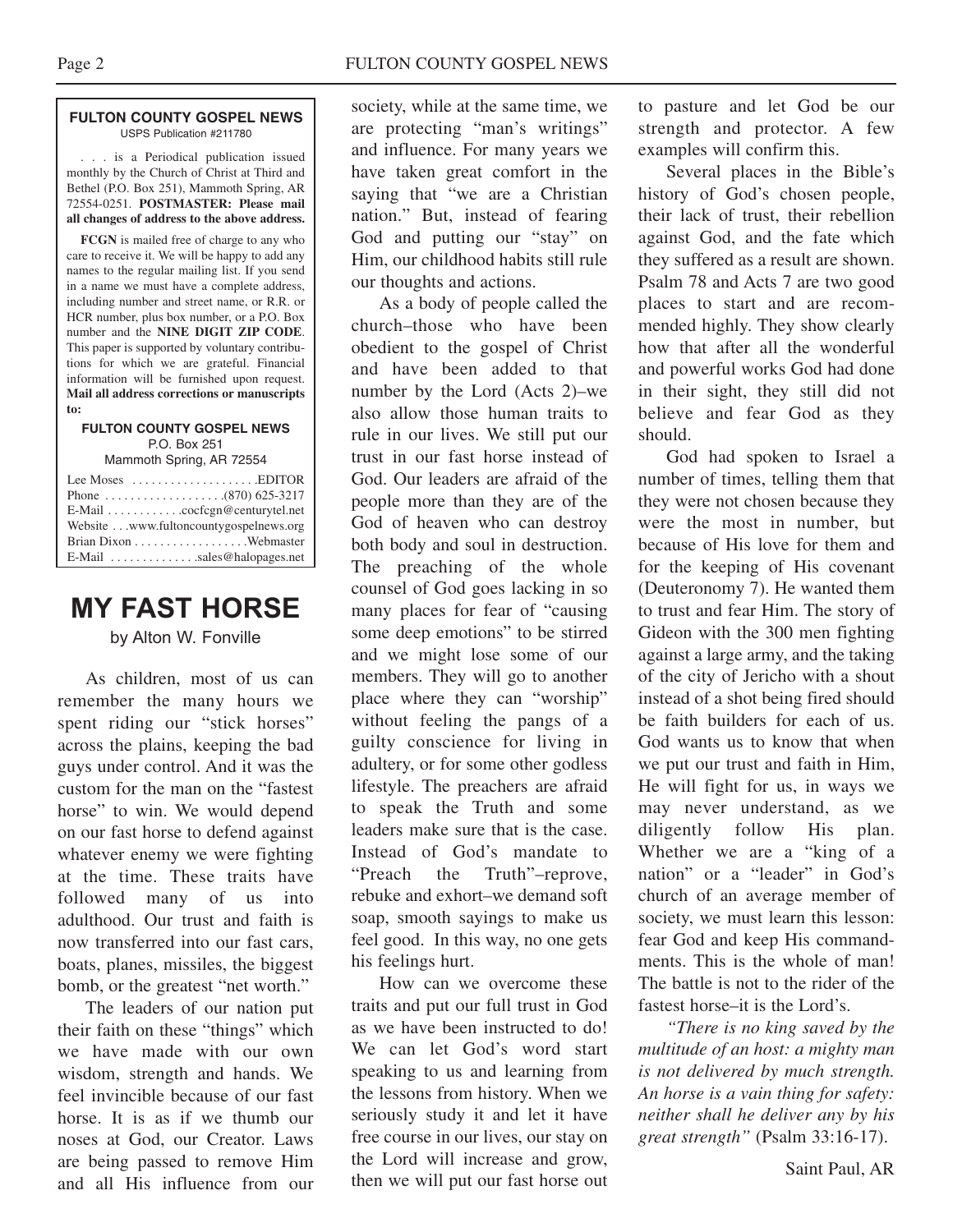**FULTON COUNTY GOSPEL NEWS**
USPS Publication #211780

. . . is a Periodical publication issued monthly by the Church of Christ at Third and Bethel (P.O. Box 251), Mammoth Spring, AR 72554-0251. **POSTMASTER: Please mail all changes of address to the above address.**

**FCGN** is mailed free of charge to any who care to receive it. We will be happy to add any names to the regular mailing list. If you send in a name we must have a complete address, including number and street name, or R.R. or HCR number, plus box number, or a P.O. Box number and the **NINE DIGIT ZIP CODE**. This paper is supported by voluntary contributions for which we are grateful. Financial information will be furnished upon request. **Mail all address corrections or manuscripts to:**

**FULTON COUNTY GOSPEL NEWS**
P.O. Box 251
Mammoth Spring, AR 72554

Lee Moses . . . . . . . . . . . . . . . . . . . .EDITOR
Phone . . . . . . . . . . . . . . . . . . .(870) 625-3217
E-Mail . . . . . . . . . . . .cocfcgn@centurytel.net
Website . . .www.fultoncountygospelnews.org
Brian Dixon . . . . . . . . . . . . . . . . . .Webmaster
E-Mail . . . . . . . . . . . . . .sales@halopages.net

# MY FAST HORSE

by Alton W. Fonville

As children, most of us can remember the many hours we spent riding our "stick horses" across the plains, keeping the bad guys under control. And it was the custom for the man on the "fastest horse" to win. We would depend on our fast horse to defend against whatever enemy we were fighting at the time. These traits have followed many of us into adulthood. Our trust and faith is now transferred into our fast cars, boats, planes, missiles, the biggest bomb, or the greatest "net worth."

The leaders of our nation put their faith on these "things" which we have made with our own wisdom, strength and hands. We feel invincible because of our fast horse. It is as if we thumb our noses at God, our Creator. Laws are being passed to remove Him and all His influence from our society, while at the same time, we are protecting "man's writings" and influence. For many years we have taken great comfort in the saying that "we are a Christian nation." But, instead of fearing God and putting our "stay" on Him, our childhood habits still rule our thoughts and actions.

As a body of people called the church–those who have been obedient to the gospel of Christ and have been added to that number by the Lord (Acts 2)–we also allow those human traits to rule in our lives. We still put our trust in our fast horse instead of God. Our leaders are afraid of the people more than they are of the God of heaven who can destroy both body and soul in destruction. The preaching of the whole counsel of God goes lacking in so many places for fear of "causing some deep emotions" to be stirred and we might lose some of our members. They will go to another place where they can "worship" without feeling the pangs of a guilty conscience for living in adultery, or for some other godless lifestyle. The preachers are afraid to speak the Truth and some leaders make sure that is the case. Instead of God's mandate to "Preach the Truth"–reprove, rebuke and exhort–we demand soft soap, smooth sayings to make us feel good. In this way, no one gets his feelings hurt.

How can we overcome these traits and put our full trust in God as we have been instructed to do! We can let God's word start speaking to us and learning from the lessons from history. When we seriously study it and let it have free course in our lives, our stay on the Lord will increase and grow, then we will put our fast horse out to pasture and let God be our strength and protector. A few examples will confirm this.

Several places in the Bible's history of God's chosen people, their lack of trust, their rebellion against God, and the fate which they suffered as a result are shown. Psalm 78 and Acts 7 are two good places to start and are recommended highly. They show clearly how that after all the wonderful and powerful works God had done in their sight, they still did not believe and fear God as they should.

God had spoken to Israel a number of times, telling them that they were not chosen because they were the most in number, but because of His love for them and for the keeping of His covenant (Deuteronomy 7). He wanted them to trust and fear Him. The story of Gideon with the 300 men fighting against a large army, and the taking of the city of Jericho with a shout instead of a shot being fired should be faith builders for each of us. God wants us to know that when we put our trust and faith in Him, He will fight for us, in ways we may never understand, as we diligently follow His plan. Whether we are a "king of a nation" or a "leader" in God's church of an average member of society, we must learn this lesson: fear God and keep His commandments. This is the whole of man! The battle is not to the rider of the fastest horse–it is the Lord's.

*"There is no king saved by the multitude of an host: a mighty man is not delivered by much strength. An horse is a vain thing for safety: neither shall he deliver any by his great strength"* (Psalm 33:16-17).

Saint Paul, AR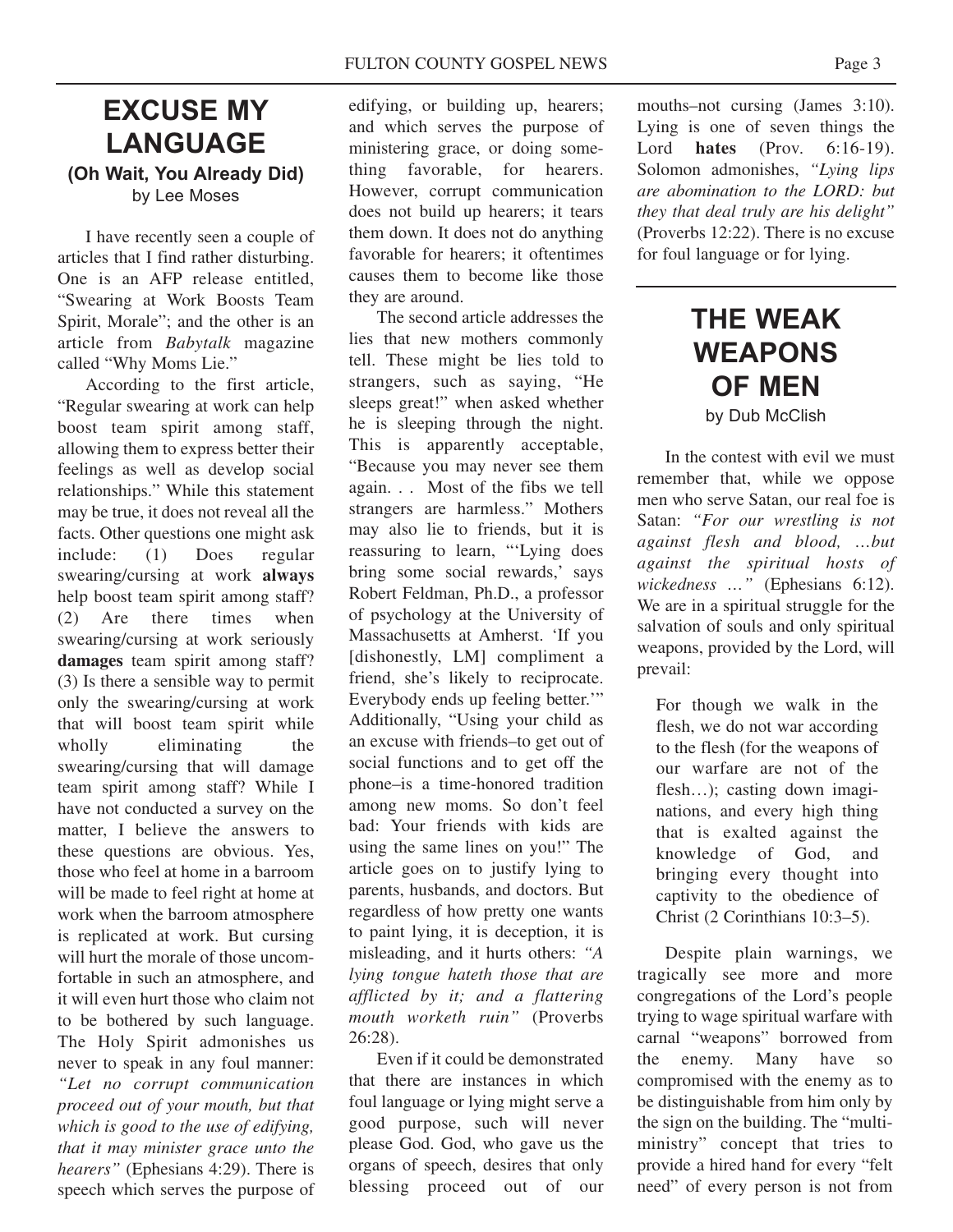# EXCUSE MY LANGUAGE

### (Oh Wait, You Already Did)

by Lee Moses

I have recently seen a couple of articles that I find rather disturbing. One is an AFP release entitled, "Swearing at Work Boosts Team Spirit, Morale"; and the other is an article from *Babytalk* magazine called "Why Moms Lie."

According to the first article, "Regular swearing at work can help boost team spirit among staff, allowing them to express better their feelings as well as develop social relationships." While this statement may be true, it does not reveal all the facts. Other questions one might ask include: (1) Does regular swearing/cursing at work **always** help boost team spirit among staff? (2) Are there times when swearing/cursing at work seriously **damages** team spirit among staff? (3) Is there a sensible way to permit only the swearing/cursing at work that will boost team spirit while wholly eliminating the swearing/cursing that will damage team spirit among staff? While I have not conducted a survey on the matter, I believe the answers to these questions are obvious. Yes, those who feel at home in a barroom will be made to feel right at home at work when the barroom atmosphere is replicated at work. But cursing will hurt the morale of those uncomfortable in such an atmosphere, and it will even hurt those who claim not to be bothered by such language. The Holy Spirit admonishes us never to speak in any foul manner: *"Let no corrupt communication proceed out of your mouth, but that which is good to the use of edifying, that it may minister grace unto the hearers"* (Ephesians 4:29). There is speech which serves the purpose of edifying, or building up, hearers; and which serves the purpose of ministering grace, or doing something favorable, for hearers. However, corrupt communication does not build up hearers; it tears them down. It does not do anything favorable for hearers; it oftentimes causes them to become like those they are around.

The second article addresses the lies that new mothers commonly tell. These might be lies told to strangers, such as saying, "He sleeps great!" when asked whether he is sleeping through the night. This is apparently acceptable, "Because you may never see them again. . . Most of the fibs we tell strangers are harmless." Mothers may also lie to friends, but it is reassuring to learn, "'Lying does bring some social rewards,' says Robert Feldman, Ph.D., a professor of psychology at the University of Massachusetts at Amherst. 'If you [dishonestly, LM] compliment a friend, she's likely to reciprocate. Everybody ends up feeling better.'" Additionally, "Using your child as an excuse with friends–to get out of social functions and to get off the phone–is a time-honored tradition among new moms. So don't feel bad: Your friends with kids are using the same lines on you!" The article goes on to justify lying to parents, husbands, and doctors. But regardless of how pretty one wants to paint lying, it is deception, it is misleading, and it hurts others: *"A lying tongue hateth those that are afflicted by it; and a flattering mouth worketh ruin"* (Proverbs 26:28).

Even if it could be demonstrated that there are instances in which foul language or lying might serve a good purpose, such will never please God. God, who gave us the organs of speech, desires that only blessing proceed out of our mouths–not cursing (James 3:10). Lying is one of seven things the Lord **hates** (Prov. 6:16-19). Solomon admonishes, *"Lying lips are abomination to the LORD: but they that deal truly are his delight"* (Proverbs 12:22). There is no excuse for foul language or for lying.

# THE WEAK WEAPONS OF MEN

by Dub McClish

In the contest with evil we must remember that, while we oppose men who serve Satan, our real foe is Satan: *"For our wrestling is not against flesh and blood, …but against the spiritual hosts of wickedness …"* (Ephesians 6:12). We are in a spiritual struggle for the salvation of souls and only spiritual weapons, provided by the Lord, will prevail:

> For though we walk in the flesh, we do not war according to the flesh (for the weapons of our warfare are not of the flesh…); casting down imaginations, and every high thing that is exalted against the knowledge of God, and bringing every thought into captivity to the obedience of Christ (2 Corinthians 10:3–5).

Despite plain warnings, we tragically see more and more congregations of the Lord's people trying to wage spiritual warfare with carnal "weapons" borrowed from the enemy. Many have so compromised with the enemy as to be distinguishable from him only by the sign on the building. The "multi-ministry" concept that tries to provide a hired hand for every "felt need" of every person is not from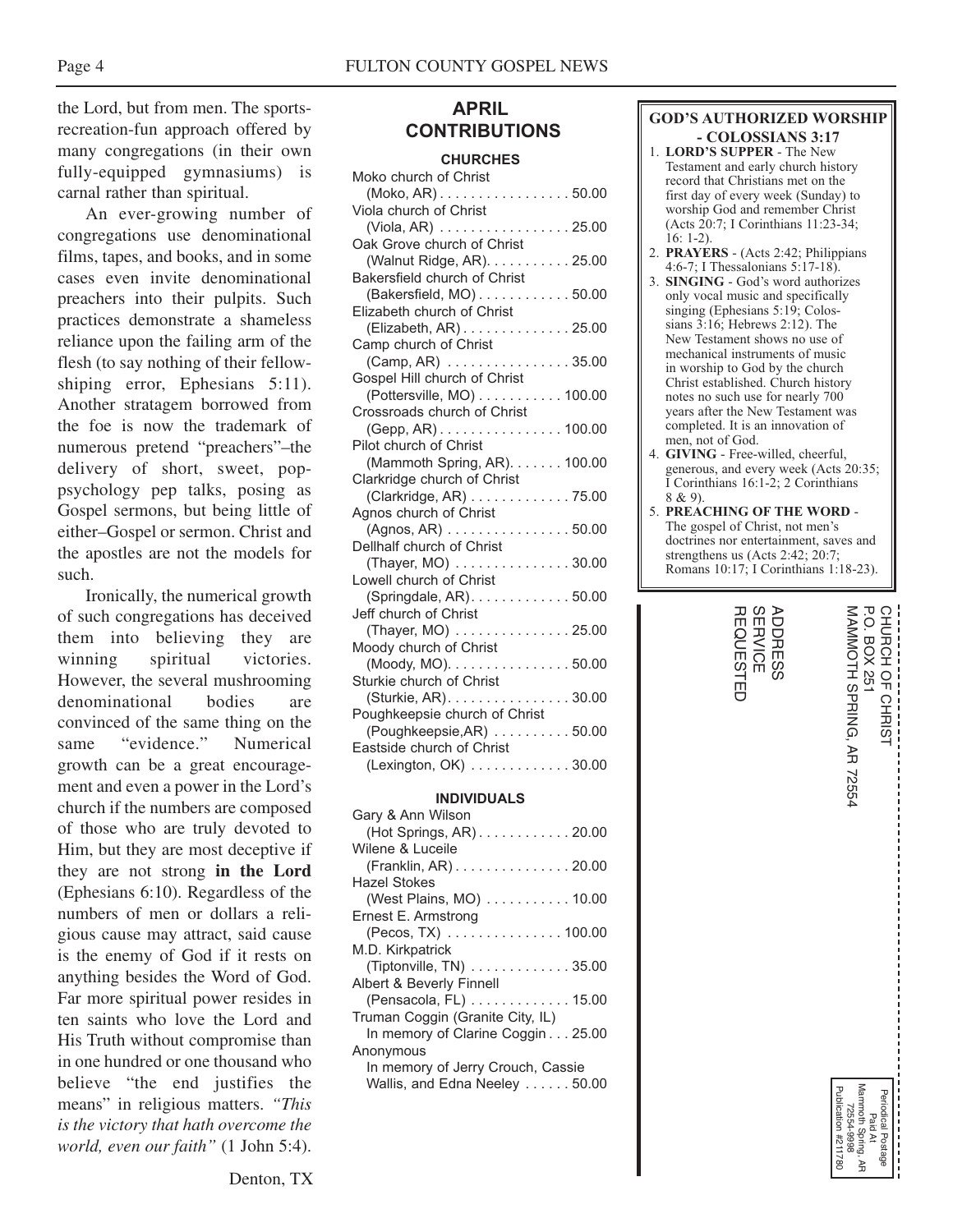the Lord, but from men. The sports-recreation-fun approach offered by many congregations (in their own fully-equipped gymnasiums) is carnal rather than spiritual.

An ever-growing number of congregations use denominational films, tapes, and books, and in some cases even invite denominational preachers into their pulpits. Such practices demonstrate a shameless reliance upon the failing arm of the flesh (to say nothing of their fellowshiping error, Ephesians 5:11). Another stratagem borrowed from the foe is now the trademark of numerous pretend "preachers"–the delivery of short, sweet, pop-psychology pep talks, posing as Gospel sermons, but being little of either–Gospel or sermon. Christ and the apostles are not the models for such.

Ironically, the numerical growth of such congregations has deceived them into believing they are winning spiritual victories. However, the several mushrooming denominational bodies are convinced of the same thing on the same "evidence." Numerical growth can be a great encouragement and even a power in the Lord's church if the numbers are composed of those who are truly devoted to Him, but they are most deceptive if they are not strong **in the Lord** (Ephesians 6:10). Regardless of the numbers of men or dollars a religious cause may attract, said cause is the enemy of God if it rests on anything besides the Word of God. Far more spiritual power resides in ten saints who love the Lord and His Truth without compromise than in one hundred or one thousand who believe "the end justifies the means" in religious matters. *"This is the victory that hath overcome the world, even our faith"* (1 John 5:4).

Denton, TX

## APRIL CONTRIBUTIONS

### CHURCHES

Moko church of Christ (Moko, AR) . . . . . . . . . . . . . . . . . 50.00
Viola church of Christ (Viola, AR) . . . . . . . . . . . . . . . . . 25.00
Oak Grove church of Christ (Walnut Ridge, AR). . . . . . . . . . . 25.00
Bakersfield church of Christ (Bakersfield, MO) . . . . . . . . . . . . 50.00
Elizabeth church of Christ (Elizabeth, AR) . . . . . . . . . . . . . . 25.00
Camp church of Christ (Camp, AR) . . . . . . . . . . . . . . . . 35.00
Gospel Hill church of Christ (Pottersville, MO) . . . . . . . . . . . 100.00
Crossroads church of Christ (Gepp, AR) . . . . . . . . . . . . . . . . 100.00
Pilot church of Christ (Mammoth Spring, AR). . . . . . . 100.00
Clarkridge church of Christ (Clarkridge, AR) . . . . . . . . . . . . . 75.00
Agnos church of Christ (Agnos, AR) . . . . . . . . . . . . . . . . 50.00
Dellhalf church of Christ (Thayer, MO) . . . . . . . . . . . . . . . 30.00
Lowell church of Christ (Springdale, AR). . . . . . . . . . . . . 50.00
Jeff church of Christ (Thayer, MO) . . . . . . . . . . . . . . . 25.00
Moody church of Christ (Moody, MO). . . . . . . . . . . . . . . . 50.00
Sturkie church of Christ (Sturkie, AR). . . . . . . . . . . . . . . . 30.00
Poughkeepsie church of Christ (Poughkeepsie,AR) . . . . . . . . . . 50.00
Eastside church of Christ (Lexington, OK) . . . . . . . . . . . . . 30.00

### INDIVIDUALS

Gary & Ann Wilson (Hot Springs, AR) . . . . . . . . . . . . 20.00
Wilene & Luceile (Franklin, AR) . . . . . . . . . . . . . . . 20.00
Hazel Stokes (West Plains, MO) . . . . . . . . . . . 10.00
Ernest E. Armstrong (Pecos, TX) . . . . . . . . . . . . . . . 100.00
M.D. Kirkpatrick (Tiptonville, TN) . . . . . . . . . . . . . 35.00
Albert & Beverly Finnell (Pensacola, FL) . . . . . . . . . . . . . 15.00
Truman Coggin (Granite City, IL) In memory of Clarine Coggin . . . 25.00
Anonymous In memory of Jerry Crouch, Cassie Wallis, and Edna Neeley . . . . . . 50.00

## GOD'S AUTHORIZED WORSHIP - COLOSSIANS 3:17

1. **LORD'S SUPPER** - The New Testament and early church history record that Christians met on the first day of every week (Sunday) to worship God and remember Christ (Acts 20:7; I Corinthians 11:23-34; 16: 1-2).
2. **PRAYERS** - (Acts 2:42; Philippians 4:6-7; I Thessalonians 5:17-18).
3. **SINGING** - God's word authorizes only vocal music and specifically singing (Ephesians 5:19; Colossians 3:16; Hebrews 2:12). The New Testament shows no use of mechanical instruments of music in worship to God by the church Christ established. Church history notes no such use for nearly 700 years after the New Testament was completed. It is an innovation of men, not of God.
4. **GIVING** - Free-willed, cheerful, generous, and every week (Acts 20:35; I Corinthians 16:1-2; 2 Corinthians 8 & 9).
5. **PREACHING OF THE WORD** - The gospel of Christ, not men's doctrines nor entertainment, saves and strengthens us (Acts 2:42; 20:7; Romans 10:17; I Corinthians 1:18-23).

CHURCH OF CHRIST
P.O. BOX 251
MAMMOTH SPRING, AR 72554

ADDRESS SERVICE REQUESTED

Periodical Postage Paid At Mammoth Spring, AR 72554-9998 Publication #211780